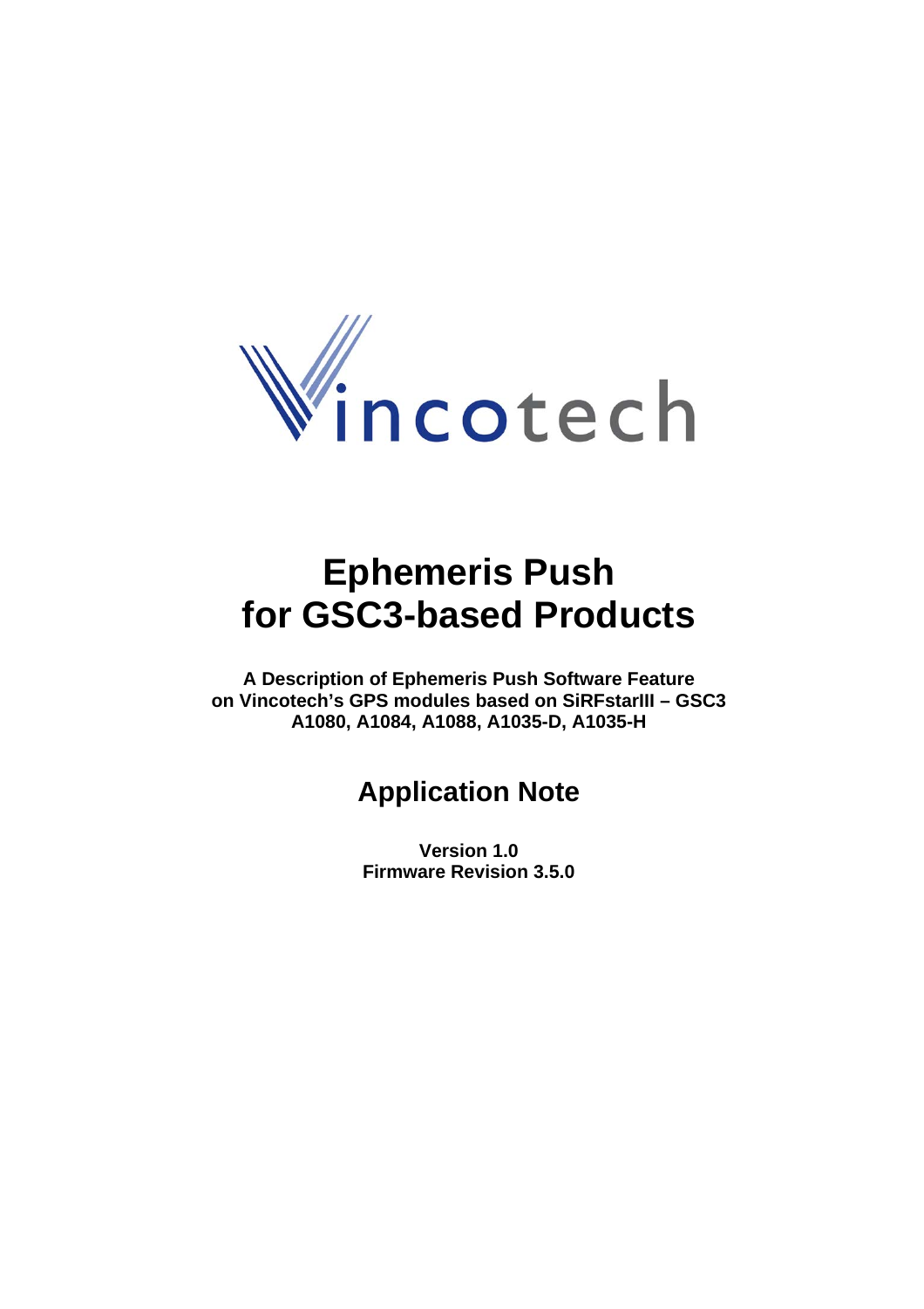# Ephemeris Push for GSC3-based Products

**A Description of Ephemeris Push Software Feature on Vincotech's GPS modules based on SiRFstarIII – GSC3 A1080, A1084, A1088, A1035-D, A1035-H**

## Application Note

**Version 1.0**
**Firmware Revision 3.5.0**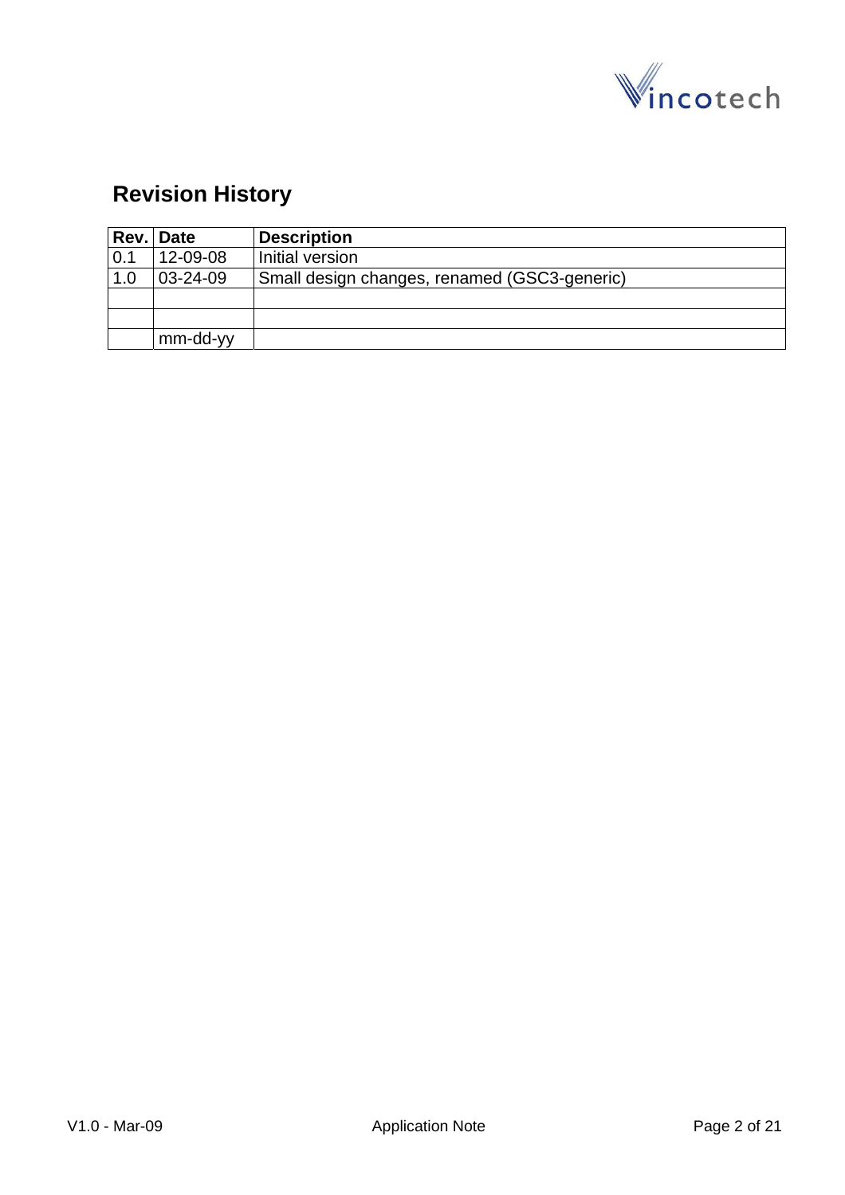## Revision History

| Rev. | Date | Description |
|---|---|---|
| 0.1 | 12-09-08 | Initial version |
| 1.0 | 03-24-09 | Small design changes, renamed (GSC3-generic) |
| | | |
| | | |
| | mm-dd-yy | |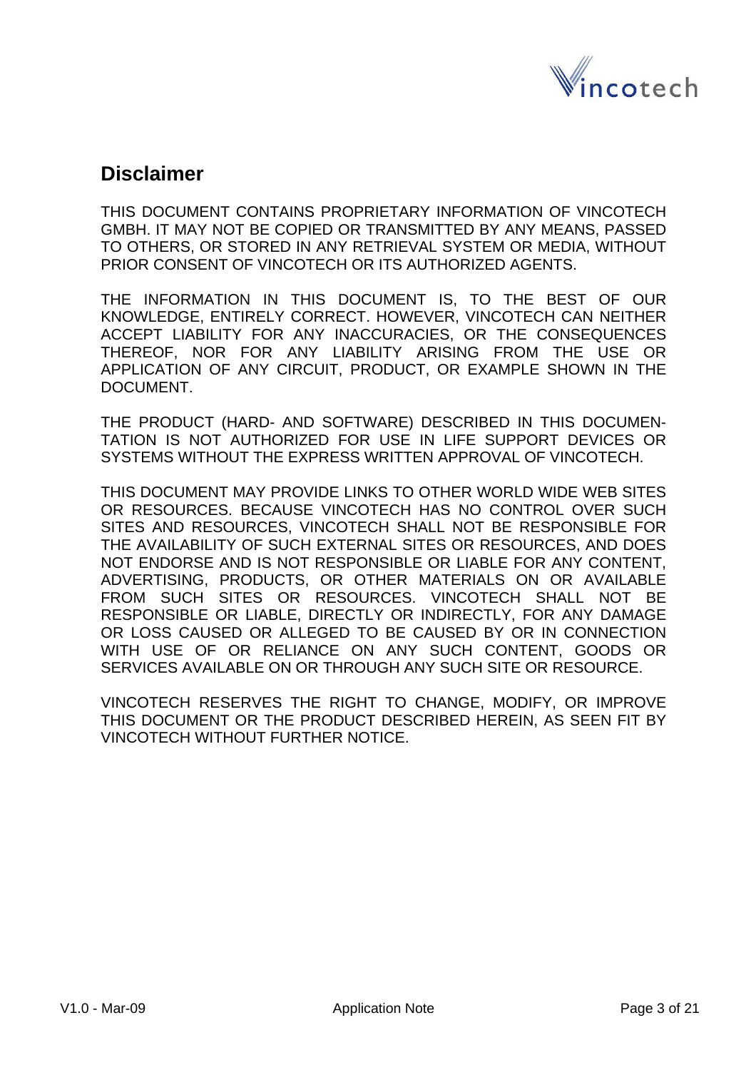## Disclaimer

THIS DOCUMENT CONTAINS PROPRIETARY INFORMATION OF VINCOTECH GMBH. IT MAY NOT BE COPIED OR TRANSMITTED BY ANY MEANS, PASSED TO OTHERS, OR STORED IN ANY RETRIEVAL SYSTEM OR MEDIA, WITHOUT PRIOR CONSENT OF VINCOTECH OR ITS AUTHORIZED AGENTS.

THE INFORMATION IN THIS DOCUMENT IS, TO THE BEST OF OUR KNOWLEDGE, ENTIRELY CORRECT. HOWEVER, VINCOTECH CAN NEITHER ACCEPT LIABILITY FOR ANY INACCURACIES, OR THE CONSEQUENCES THEREOF, NOR FOR ANY LIABILITY ARISING FROM THE USE OR APPLICATION OF ANY CIRCUIT, PRODUCT, OR EXAMPLE SHOWN IN THE DOCUMENT.

THE PRODUCT (HARD- AND SOFTWARE) DESCRIBED IN THIS DOCUMENTATION IS NOT AUTHORIZED FOR USE IN LIFE SUPPORT DEVICES OR SYSTEMS WITHOUT THE EXPRESS WRITTEN APPROVAL OF VINCOTECH.

THIS DOCUMENT MAY PROVIDE LINKS TO OTHER WORLD WIDE WEB SITES OR RESOURCES. BECAUSE VINCOTECH HAS NO CONTROL OVER SUCH SITES AND RESOURCES, VINCOTECH SHALL NOT BE RESPONSIBLE FOR THE AVAILABILITY OF SUCH EXTERNAL SITES OR RESOURCES, AND DOES NOT ENDORSE AND IS NOT RESPONSIBLE OR LIABLE FOR ANY CONTENT, ADVERTISING, PRODUCTS, OR OTHER MATERIALS ON OR AVAILABLE FROM SUCH SITES OR RESOURCES. VINCOTECH SHALL NOT BE RESPONSIBLE OR LIABLE, DIRECTLY OR INDIRECTLY, FOR ANY DAMAGE OR LOSS CAUSED OR ALLEGED TO BE CAUSED BY OR IN CONNECTION WITH USE OF OR RELIANCE ON ANY SUCH CONTENT, GOODS OR SERVICES AVAILABLE ON OR THROUGH ANY SUCH SITE OR RESOURCE.

VINCOTECH RESERVES THE RIGHT TO CHANGE, MODIFY, OR IMPROVE THIS DOCUMENT OR THE PRODUCT DESCRIBED HEREIN, AS SEEN FIT BY VINCOTECH WITHOUT FURTHER NOTICE.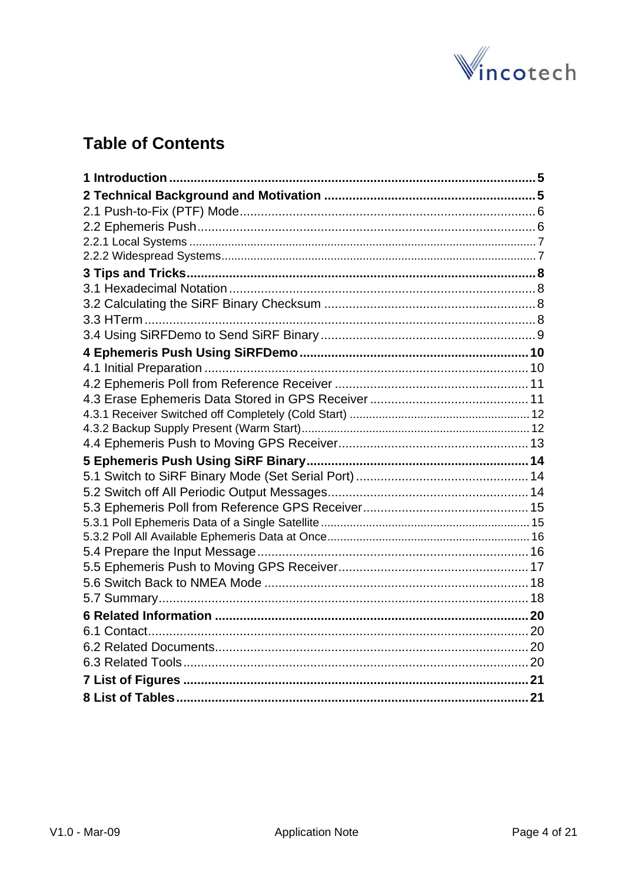# Table of Contents

**1 Introduction** ........................................................................................................ **5**

**2 Technical Background and Motivation** ............................................................ **5**

2.1 Push-to-Fix (PTF) Mode .................................................................................... 6

2.2 Ephemeris Push ................................................................................................. 6

2.2.1 Local Systems ............................................................................................. 7

2.2.2 Widespread Systems ................................................................................... 7

**3 Tips and Tricks** .................................................................................................. **8**

3.1 Hexadecimal Notation ....................................................................................... 8

3.2 Calculating the SiRF Binary Checksum ............................................................ 8

3.3 HTerm ............................................................................................................... 8

3.4 Using SiRFDemo to Send SiRF Binary ............................................................. 9

**4 Ephemeris Push Using SiRFDemo** ................................................................. **10**

4.1 Initial Preparation ............................................................................................ 10

4.2 Ephemeris Poll from Reference Receiver ....................................................... 11

4.3 Erase Ephemeris Data Stored in GPS Receiver ............................................. 11

4.3.1 Receiver Switched off Completely (Cold Start) ......................................... 12

4.3.2 Backup Supply Present (Warm Start) ........................................................ 12

4.4 Ephemeris Push to Moving GPS Receiver ...................................................... 13

**5 Ephemeris Push Using SiRF Binary** ............................................................... **14**

5.1 Switch to SiRF Binary Mode (Set Serial Port) ................................................. 14

5.2 Switch off All Periodic Output Messages ......................................................... 14

5.3 Ephemeris Poll from Reference GPS Receiver ............................................... 15

5.3.1 Poll Ephemeris Data of a Single Satellite ................................................. 15

5.3.2 Poll All Available Ephemeris Data at Once ............................................... 16

5.4 Prepare the Input Message ............................................................................. 16

5.5 Ephemeris Push to Moving GPS Receiver ...................................................... 17

5.6 Switch Back to NMEA Mode ........................................................................... 18

5.7 Summary ......................................................................................................... 18

**6 Related Information** ......................................................................................... **20**

6.1 Contact ............................................................................................................ 20

6.2 Related Documents ......................................................................................... 20

6.3 Related Tools .................................................................................................. 20

**7 List of Figures** .................................................................................................. **21**

**8 List of Tables** .................................................................................................... **21**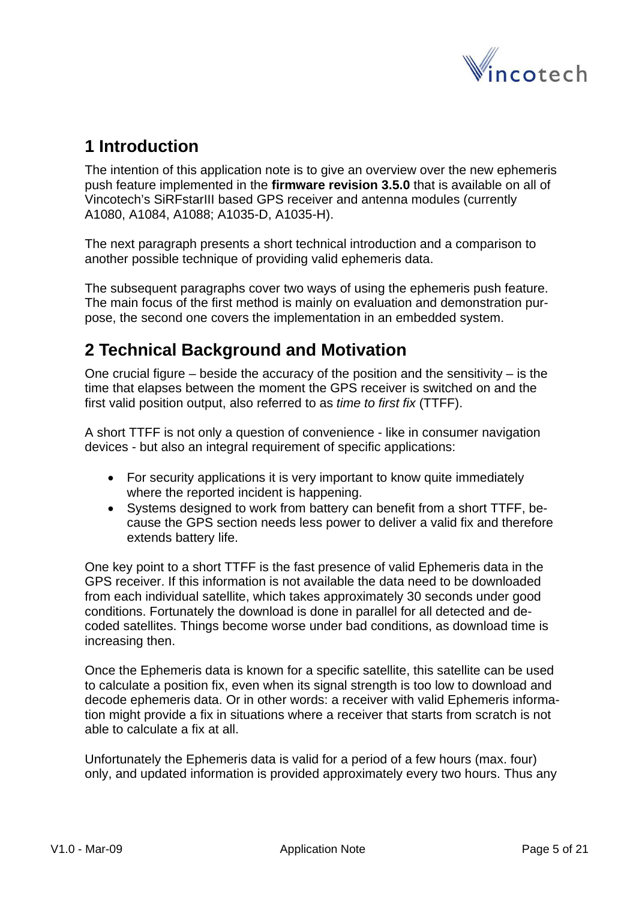# 1 Introduction

The intention of this application note is to give an overview over the new ephemeris push feature implemented in the **firmware revision 3.5.0** that is available on all of Vincotech's SiRFstarIII based GPS receiver and antenna modules (currently A1080, A1084, A1088; A1035-D, A1035-H).

The next paragraph presents a short technical introduction and a comparison to another possible technique of providing valid ephemeris data.

The subsequent paragraphs cover two ways of using the ephemeris push feature. The main focus of the first method is mainly on evaluation and demonstration purpose, the second one covers the implementation in an embedded system.

# 2 Technical Background and Motivation

One crucial figure – beside the accuracy of the position and the sensitivity – is the time that elapses between the moment the GPS receiver is switched on and the first valid position output, also referred to as *time to first fix* (TTFF).

A short TTFF is not only a question of convenience - like in consumer navigation devices - but also an integral requirement of specific applications:

- For security applications it is very important to know quite immediately where the reported incident is happening.
- Systems designed to work from battery can benefit from a short TTFF, because the GPS section needs less power to deliver a valid fix and therefore extends battery life.

One key point to a short TTFF is the fast presence of valid Ephemeris data in the GPS receiver. If this information is not available the data need to be downloaded from each individual satellite, which takes approximately 30 seconds under good conditions. Fortunately the download is done in parallel for all detected and decoded satellites. Things become worse under bad conditions, as download time is increasing then.

Once the Ephemeris data is known for a specific satellite, this satellite can be used to calculate a position fix, even when its signal strength is too low to download and decode ephemeris data. Or in other words: a receiver with valid Ephemeris information might provide a fix in situations where a receiver that starts from scratch is not able to calculate a fix at all.

Unfortunately the Ephemeris data is valid for a period of a few hours (max. four) only, and updated information is provided approximately every two hours. Thus any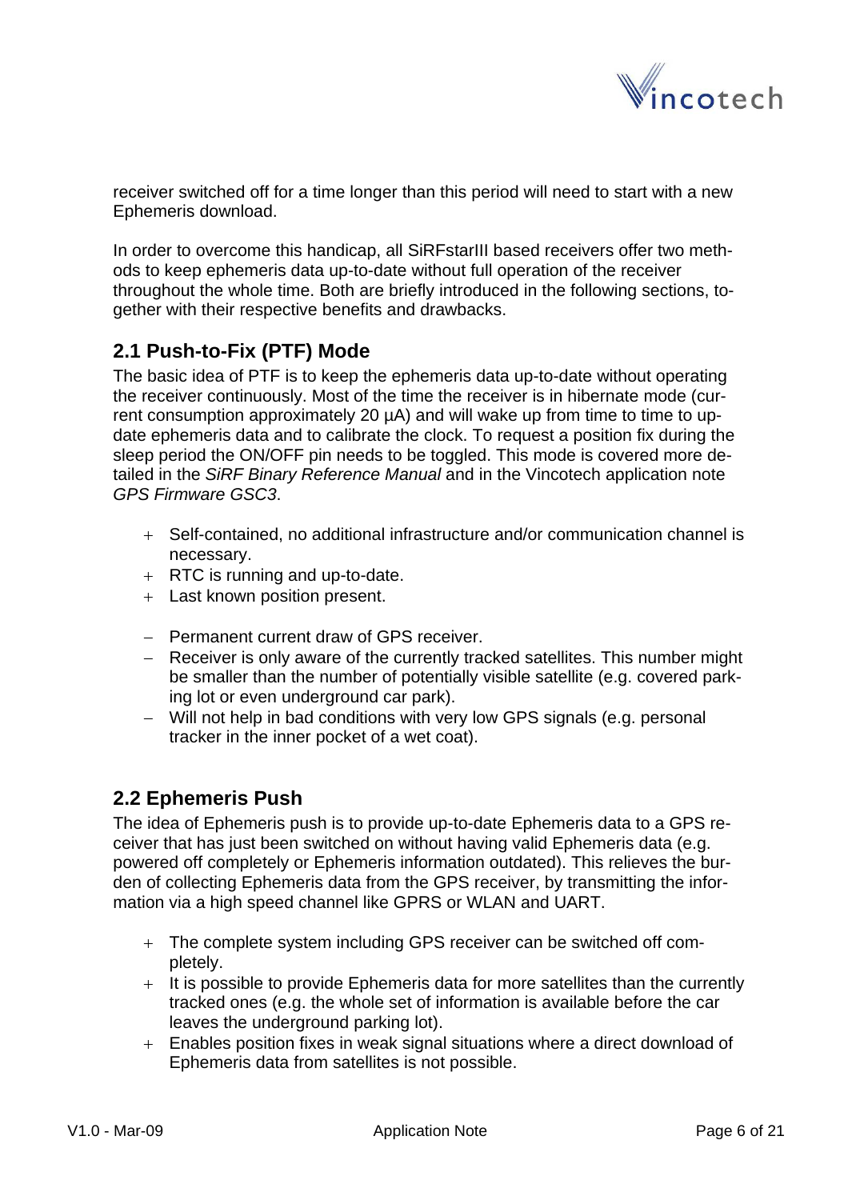receiver switched off for a time longer than this period will need to start with a new Ephemeris download.

In order to overcome this handicap, all SiRFstarIII based receivers offer two methods to keep ephemeris data up-to-date without full operation of the receiver throughout the whole time. Both are briefly introduced in the following sections, together with their respective benefits and drawbacks.

## 2.1 Push-to-Fix (PTF) Mode

The basic idea of PTF is to keep the ephemeris data up-to-date without operating the receiver continuously. Most of the time the receiver is in hibernate mode (current consumption approximately 20 µA) and will wake up from time to time to update ephemeris data and to calibrate the clock. To request a position fix during the sleep period the ON/OFF pin needs to be toggled. This mode is covered more detailed in the *SiRF Binary Reference Manual* and in the Vincotech application note *GPS Firmware GSC3*.

+ Self-contained, no additional infrastructure and/or communication channel is necessary.
+ RTC is running and up-to-date.
+ Last known position present.

– Permanent current draw of GPS receiver.
– Receiver is only aware of the currently tracked satellites. This number might be smaller than the number of potentially visible satellite (e.g. covered parking lot or even underground car park).
– Will not help in bad conditions with very low GPS signals (e.g. personal tracker in the inner pocket of a wet coat).

## 2.2 Ephemeris Push

The idea of Ephemeris push is to provide up-to-date Ephemeris data to a GPS receiver that has just been switched on without having valid Ephemeris data (e.g. powered off completely or Ephemeris information outdated). This relieves the burden of collecting Ephemeris data from the GPS receiver, by transmitting the information via a high speed channel like GPRS or WLAN and UART.

+ The complete system including GPS receiver can be switched off completely.
+ It is possible to provide Ephemeris data for more satellites than the currently tracked ones (e.g. the whole set of information is available before the car leaves the underground parking lot).
+ Enables position fixes in weak signal situations where a direct download of Ephemeris data from satellites is not possible.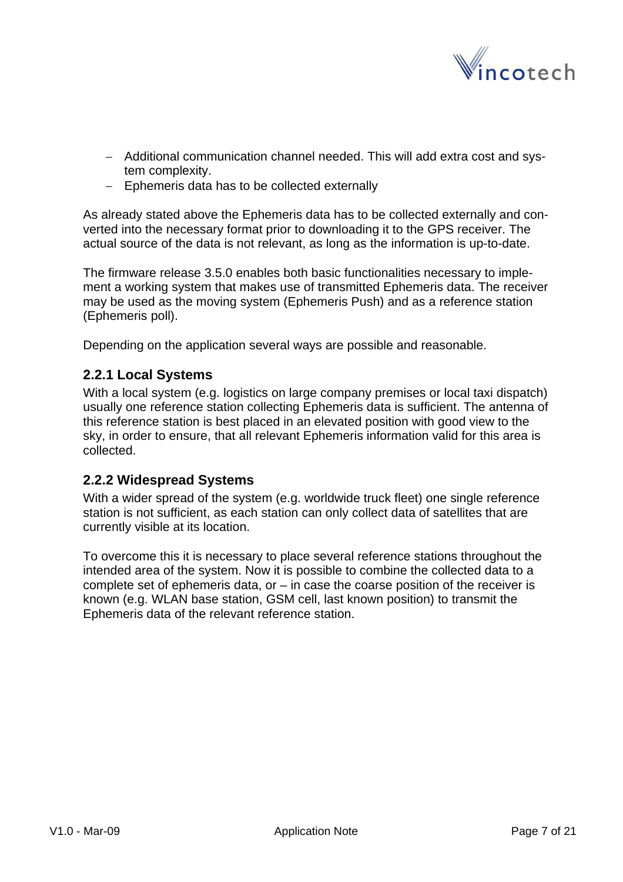- Additional communication channel needed. This will add extra cost and system complexity.
- Ephemeris data has to be collected externally

As already stated above the Ephemeris data has to be collected externally and converted into the necessary format prior to downloading it to the GPS receiver. The actual source of the data is not relevant, as long as the information is up-to-date.

The firmware release 3.5.0 enables both basic functionalities necessary to implement a working system that makes use of transmitted Ephemeris data. The receiver may be used as the moving system (Ephemeris Push) and as a reference station (Ephemeris poll).

Depending on the application several ways are possible and reasonable.

### 2.2.1 Local Systems

With a local system (e.g. logistics on large company premises or local taxi dispatch) usually one reference station collecting Ephemeris data is sufficient. The antenna of this reference station is best placed in an elevated position with good view to the sky, in order to ensure, that all relevant Ephemeris information valid for this area is collected.

### 2.2.2 Widespread Systems

With a wider spread of the system (e.g. worldwide truck fleet) one single reference station is not sufficient, as each station can only collect data of satellites that are currently visible at its location.

To overcome this it is necessary to place several reference stations throughout the intended area of the system. Now it is possible to combine the collected data to a complete set of ephemeris data, or – in case the coarse position of the receiver is known (e.g. WLAN base station, GSM cell, last known position) to transmit the Ephemeris data of the relevant reference station.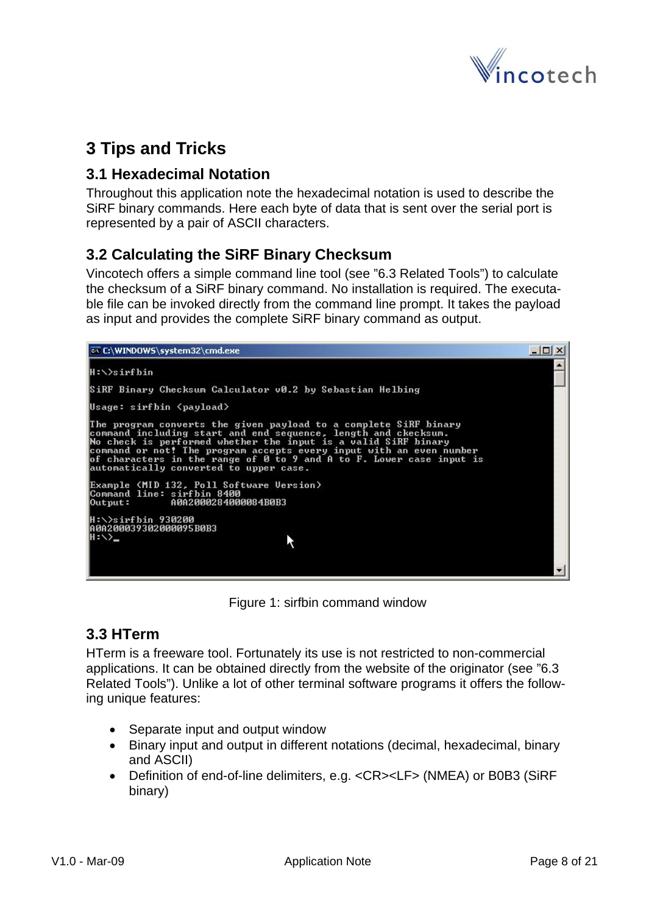# 3 Tips and Tricks

## 3.1 Hexadecimal Notation

Throughout this application note the hexadecimal notation is used to describe the SiRF binary commands. Here each byte of data that is sent over the serial port is represented by a pair of ASCII characters.

## 3.2 Calculating the SiRF Binary Checksum

Vincotech offers a simple command line tool (see "6.3 Related Tools") to calculate the checksum of a SiRF binary command. No installation is required. The executable file can be invoked directly from the command line prompt. It takes the payload as input and provides the complete SiRF binary command as output.

```
C:\WINDOWS\system32\cmd.exe

H:\>sirfbin

SiRF Binary Checksum Calculator v0.2 by Sebastian Helbing

Usage: sirfbin <payload>

The program converts the given payload to a complete SiRF binary
command including start and end sequence, length and ckecksum.
No check is performed whether the input is a valid SiRF binary
command or not! The program accepts every input with an even number
of characters in the range of 0 to 9 and A to F. Lower case input is
automatically converted to upper case.

Example (MID 132, Poll Software Version)
Command line: sirfbin 8400
Output:       A0A2000284000084B0B3

H:\>sirfbin 930200
A0A200039302000095B0B3
H:\>_
```

Figure 1: sirfbin command window

## 3.3 HTerm

HTerm is a freeware tool. Fortunately its use is not restricted to non-commercial applications. It can be obtained directly from the website of the originator (see "6.3 Related Tools"). Unlike a lot of other terminal software programs it offers the following unique features:

- Separate input and output window
- Binary input and output in different notations (decimal, hexadecimal, binary and ASCII)
- Definition of end-of-line delimiters, e.g. <CR><LF> (NMEA) or B0B3 (SiRF binary)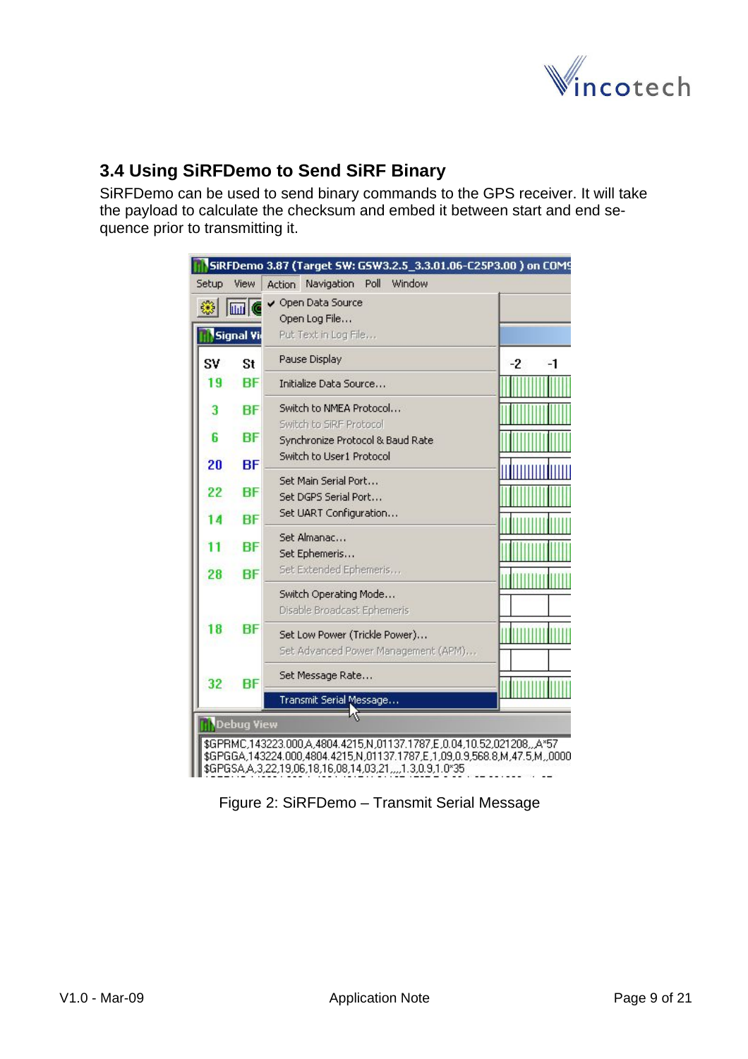## 3.4 Using SiRFDemo to Send SiRF Binary

SiRFDemo can be used to send binary commands to the GPS receiver. It will take the payload to calculate the checksum and embed it between start and end sequence prior to transmitting it.

Figure 2: SiRFDemo – Transmit Serial Message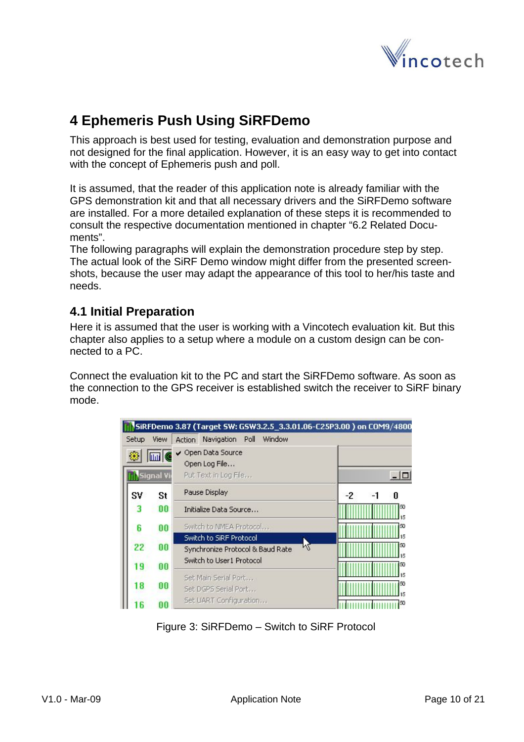# 4 Ephemeris Push Using SiRFDemo

This approach is best used for testing, evaluation and demonstration purpose and not designed for the final application. However, it is an easy way to get into contact with the concept of Ephemeris push and poll.

It is assumed, that the reader of this application note is already familiar with the GPS demonstration kit and that all necessary drivers and the SiRFDemo software are installed. For a more detailed explanation of these steps it is recommended to consult the respective documentation mentioned in chapter "6.2 Related Documents".
The following paragraphs will explain the demonstration procedure step by step. The actual look of the SiRF Demo window might differ from the presented screenshots, because the user may adapt the appearance of this tool to her/his taste and needs.

## 4.1 Initial Preparation

Here it is assumed that the user is working with a Vincotech evaluation kit. But this chapter also applies to a setup where a module on a custom design can be connected to a PC.

Connect the evaluation kit to the PC and start the SiRFDemo software. As soon as the connection to the GPS receiver is established switch the receiver to SiRF binary mode.

Figure 3: SiRFDemo – Switch to SiRF Protocol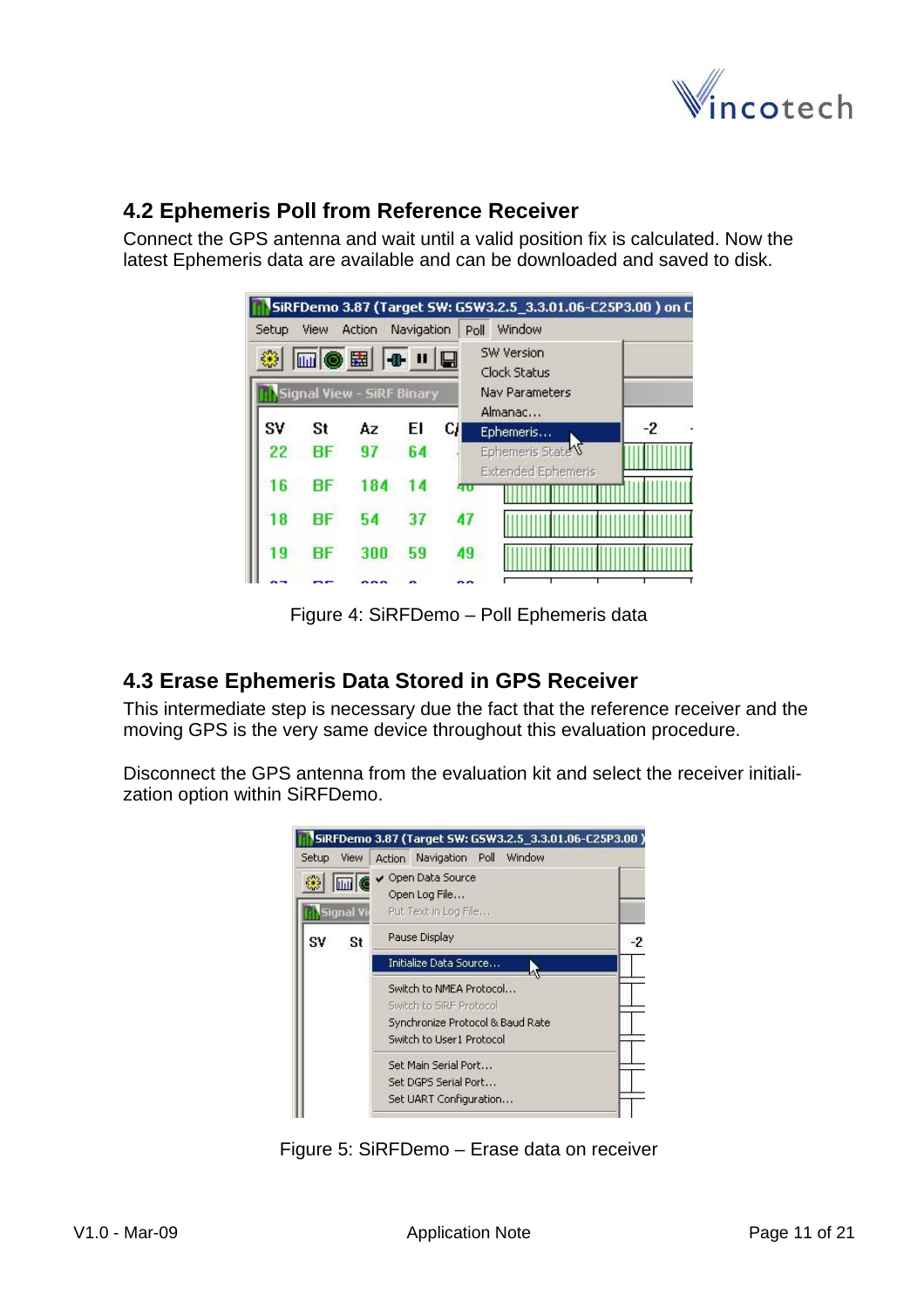## 4.2 Ephemeris Poll from Reference Receiver

Connect the GPS antenna and wait until a valid position fix is calculated. Now the latest Ephemeris data are available and can be downloaded and saved to disk.

Figure 4: SiRFDemo – Poll Ephemeris data

## 4.3 Erase Ephemeris Data Stored in GPS Receiver

This intermediate step is necessary due the fact that the reference receiver and the moving GPS is the very same device throughout this evaluation procedure.

Disconnect the GPS antenna from the evaluation kit and select the receiver initialization option within SiRFDemo.

Figure 5: SiRFDemo – Erase data on receiver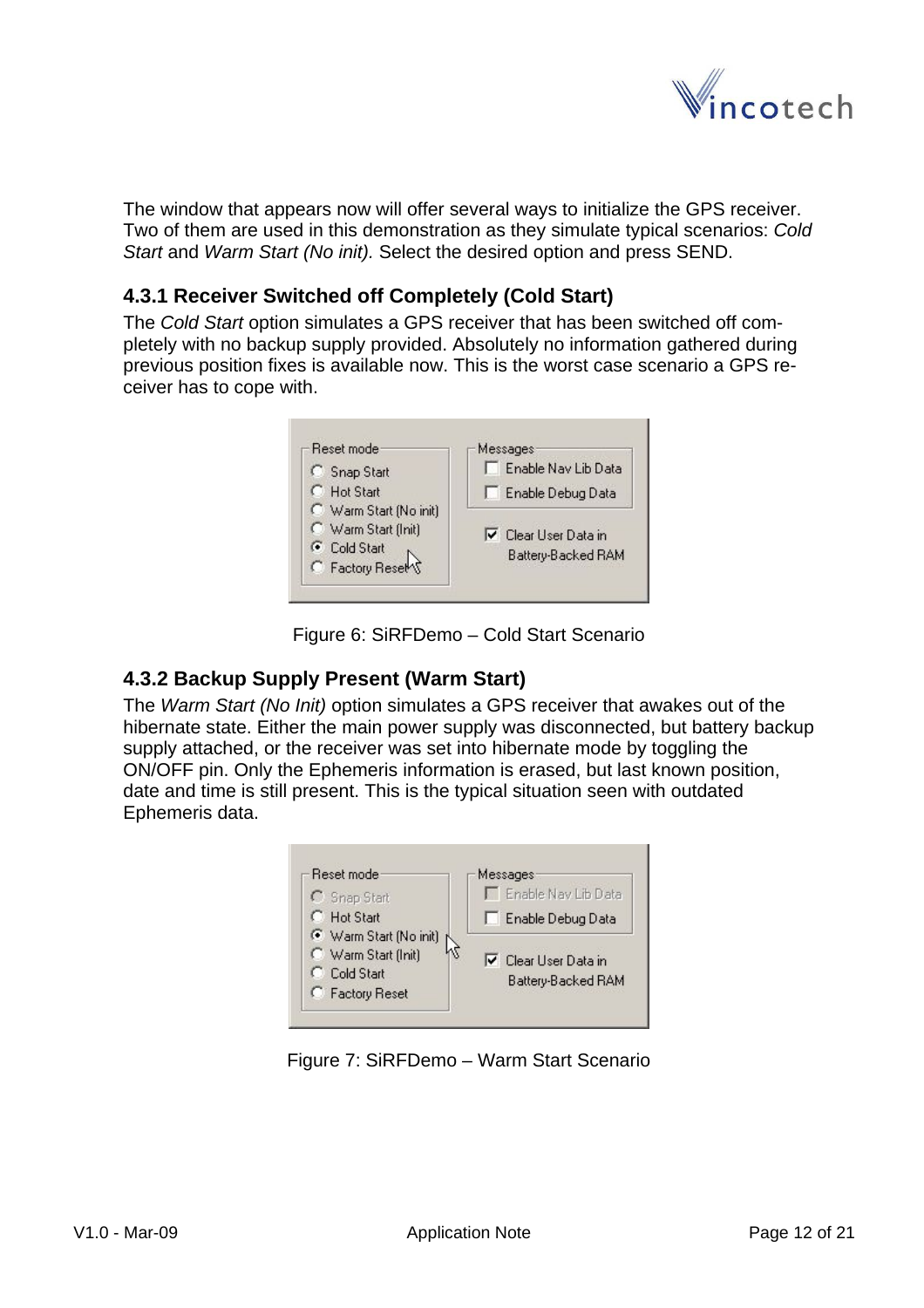The window that appears now will offer several ways to initialize the GPS receiver. Two of them are used in this demonstration as they simulate typical scenarios: *Cold Start* and *Warm Start (No init)*. Select the desired option and press SEND.

### 4.3.1 Receiver Switched off Completely (Cold Start)

The *Cold Start* option simulates a GPS receiver that has been switched off completely with no backup supply provided. Absolutely no information gathered during previous position fixes is available now. This is the worst case scenario a GPS receiver has to cope with.

Figure 6: SiRFDemo – Cold Start Scenario

### 4.3.2 Backup Supply Present (Warm Start)

The *Warm Start (No Init)* option simulates a GPS receiver that awakes out of the hibernate state. Either the main power supply was disconnected, but battery backup supply attached, or the receiver was set into hibernate mode by toggling the ON/OFF pin. Only the Ephemeris information is erased, but last known position, date and time is still present. This is the typical situation seen with outdated Ephemeris data.

Figure 7: SiRFDemo – Warm Start Scenario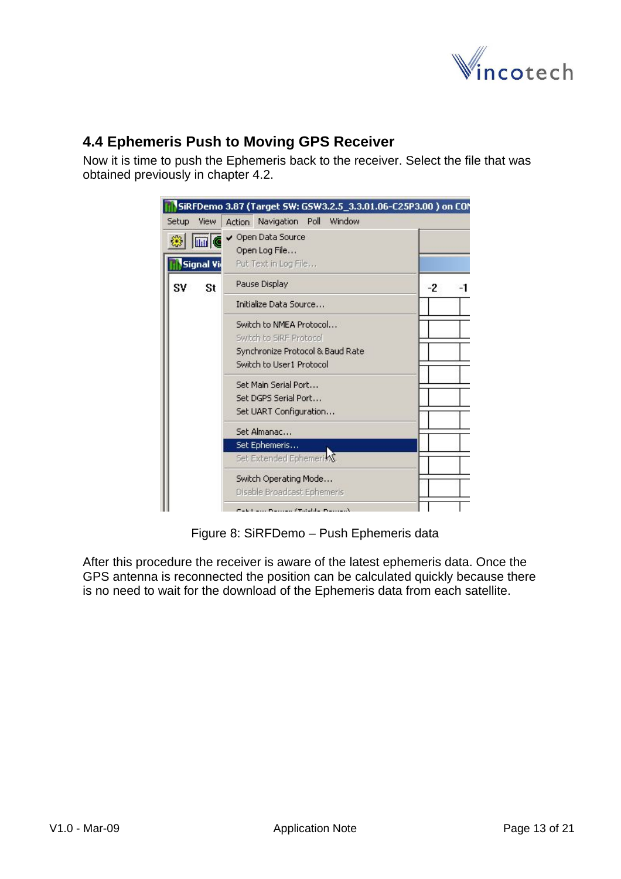## 4.4 Ephemeris Push to Moving GPS Receiver

Now it is time to push the Ephemeris back to the receiver. Select the file that was obtained previously in chapter 4.2.

Figure 8: SiRFDemo – Push Ephemeris data

After this procedure the receiver is aware of the latest ephemeris data. Once the GPS antenna is reconnected the position can be calculated quickly because there is no need to wait for the download of the Ephemeris data from each satellite.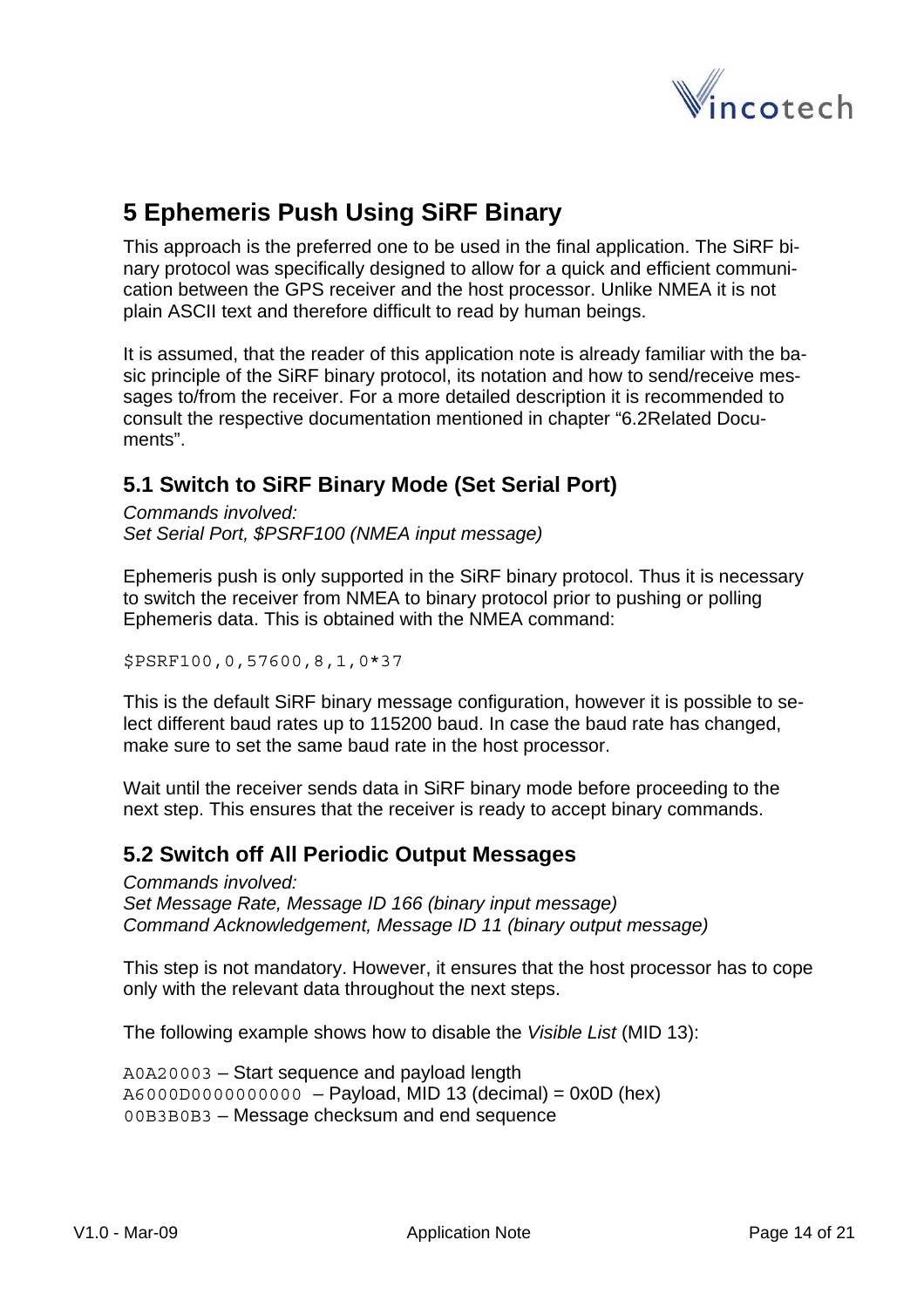# 5 Ephemeris Push Using SiRF Binary

This approach is the preferred one to be used in the final application. The SiRF binary protocol was specifically designed to allow for a quick and efficient communication between the GPS receiver and the host processor. Unlike NMEA it is not plain ASCII text and therefore difficult to read by human beings.

It is assumed, that the reader of this application note is already familiar with the basic principle of the SiRF binary protocol, its notation and how to send/receive messages to/from the receiver. For a more detailed description it is recommended to consult the respective documentation mentioned in chapter “6.2Related Documents”.

## 5.1 Switch to SiRF Binary Mode (Set Serial Port)

*Commands involved:*
*Set Serial Port, $PSRF100 (NMEA input message)*

Ephemeris push is only supported in the SiRF binary protocol. Thus it is necessary to switch the receiver from NMEA to binary protocol prior to pushing or polling Ephemeris data. This is obtained with the NMEA command:

```
$PSRF100,0,57600,8,1,0*37
```

This is the default SiRF binary message configuration, however it is possible to select different baud rates up to 115200 baud. In case the baud rate has changed, make sure to set the same baud rate in the host processor.

Wait until the receiver sends data in SiRF binary mode before proceeding to the next step. This ensures that the receiver is ready to accept binary commands.

## 5.2 Switch off All Periodic Output Messages

*Commands involved:*
*Set Message Rate, Message ID 166 (binary input message)*
*Command Acknowledgement, Message ID 11 (binary output message)*

This step is not mandatory. However, it ensures that the host processor has to cope only with the relevant data throughout the next steps.

The following example shows how to disable the *Visible List* (MID 13):

`A0A20003` – Start sequence and payload length
`A6000D0000000000` – Payload, MID 13 (decimal) = 0x0D (hex)
`00B3B0B3` – Message checksum and end sequence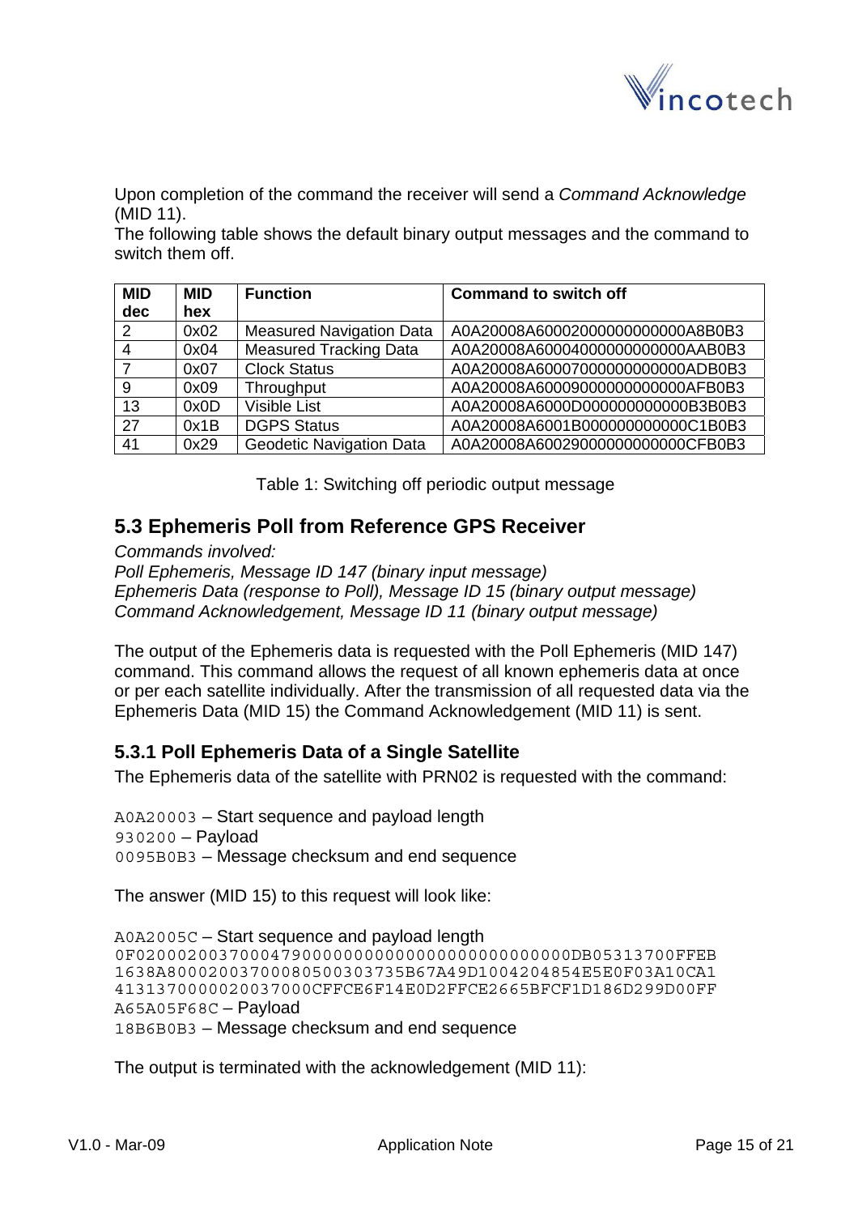Upon completion of the command the receiver will send a *Command Acknowledge* (MID 11).

The following table shows the default binary output messages and the command to switch them off.

| MID dec | MID hex | Function | Command to switch off |
|---|---|---|---|
| 2 | 0x02 | Measured Navigation Data | A0A20008A60002000000000000A8B0B3 |
| 4 | 0x04 | Measured Tracking Data | A0A20008A60004000000000000AAB0B3 |
| 7 | 0x07 | Clock Status | A0A20008A60007000000000000ADB0B3 |
| 9 | 0x09 | Throughput | A0A20008A60009000000000000AFB0B3 |
| 13 | 0x0D | Visible List | A0A20008A6000D000000000000B3B0B3 |
| 27 | 0x1B | DGPS Status | A0A20008A6001B000000000000C1B0B3 |
| 41 | 0x29 | Geodetic Navigation Data | A0A20008A60029000000000000CFB0B3 |

Table 1: Switching off periodic output message

## 5.3 Ephemeris Poll from Reference GPS Receiver

*Commands involved:*
*Poll Ephemeris, Message ID 147 (binary input message)*
*Ephemeris Data (response to Poll), Message ID 15 (binary output message)*
*Command Acknowledgement, Message ID 11 (binary output message)*

The output of the Ephemeris data is requested with the Poll Ephemeris (MID 147) command. This command allows the request of all known ephemeris data at once or per each satellite individually. After the transmission of all requested data via the Ephemeris Data (MID 15) the Command Acknowledgment (MID 11) is sent.

### 5.3.1 Poll Ephemeris Data of a Single Satellite

The Ephemeris data of the satellite with PRN02 is requested with the command:

`A0A20003` – Start sequence and payload length
`930200` – Payload
`0095B0B3` – Message checksum and end sequence

The answer (MID 15) to this request will look like:

`A0A2005C` – Start sequence and payload length
`0F020002003700047900000000000000000000000000DB05313700FFEB`
`1638A8000200370008050030373 5B67A49D1004204854E5E0F03A10CA1`
`4131370000020037000CFFCE6F14E0D2FFCE2665BFCF1D186D299D00FF`
`A65A05F68C` – Payload
`18B6B0B3` – Message checksum and end sequence

The output is terminated with the acknowledgement (MID 11):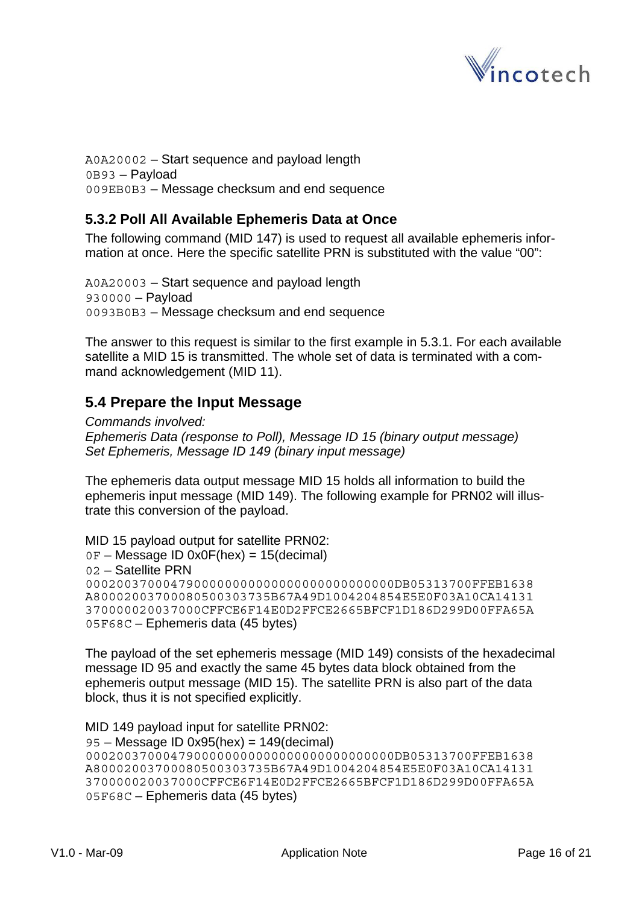`A0A20002` – Start sequence and payload length
`0B93` – Payload
`009EB0B3` – Message checksum and end sequence

### 5.3.2 Poll All Available Ephemeris Data at Once

The following command (MID 147) is used to request all available ephemeris information at once. Here the specific satellite PRN is substituted with the value "00":

`A0A20003` – Start sequence and payload length
`930000` – Payload
`0093B0B3` – Message checksum and end sequence

The answer to this request is similar to the first example in 5.3.1. For each available satellite a MID 15 is transmitted. The whole set of data is terminated with a command acknowledgement (MID 11).

## 5.4 Prepare the Input Message

*Commands involved:*
*Ephemeris Data (response to Poll), Message ID 15 (binary output message)*
*Set Ephemeris, Message ID 149 (binary input message)*

The ephemeris data output message MID 15 holds all information to build the ephemeris input message (MID 149). The following example for PRN02 will illustrate this conversion of the payload.

MID 15 payload output for satellite PRN02:
`0F` – Message ID 0x0F(hex) = 15(decimal)
`02` – Satellite PRN
`0002003700047900000000000000000000000000DB05313700FFEB1638`
`A80002003700080500303735B67A49D1004204854E5E0F03A10CA14131`
`370000020037000CFFCE6F14E0D2FFCE2665BFCF1D186D299D00FFA65A`
`05F68C` – Ephemeris data (45 bytes)

The payload of the set ephemeris message (MID 149) consists of the hexadecimal message ID 95 and exactly the same 45 bytes data block obtained from the ephemeris output message (MID 15). The satellite PRN is also part of the data block, thus it is not specified explicitly.

MID 149 payload input for satellite PRN02:
`95` – Message ID 0x95(hex) = 149(decimal)
`0002003700047900000000000000000000000000DB05313700FFEB1638`
`A80002003700080500303735B67A49D1004204854E5E0F03A10CA14131`
`370000020037000CFFCE6F14E0D2FFCE2665BFCF1D186D299D00FFA65A`
`05F68C` – Ephemeris data (45 bytes)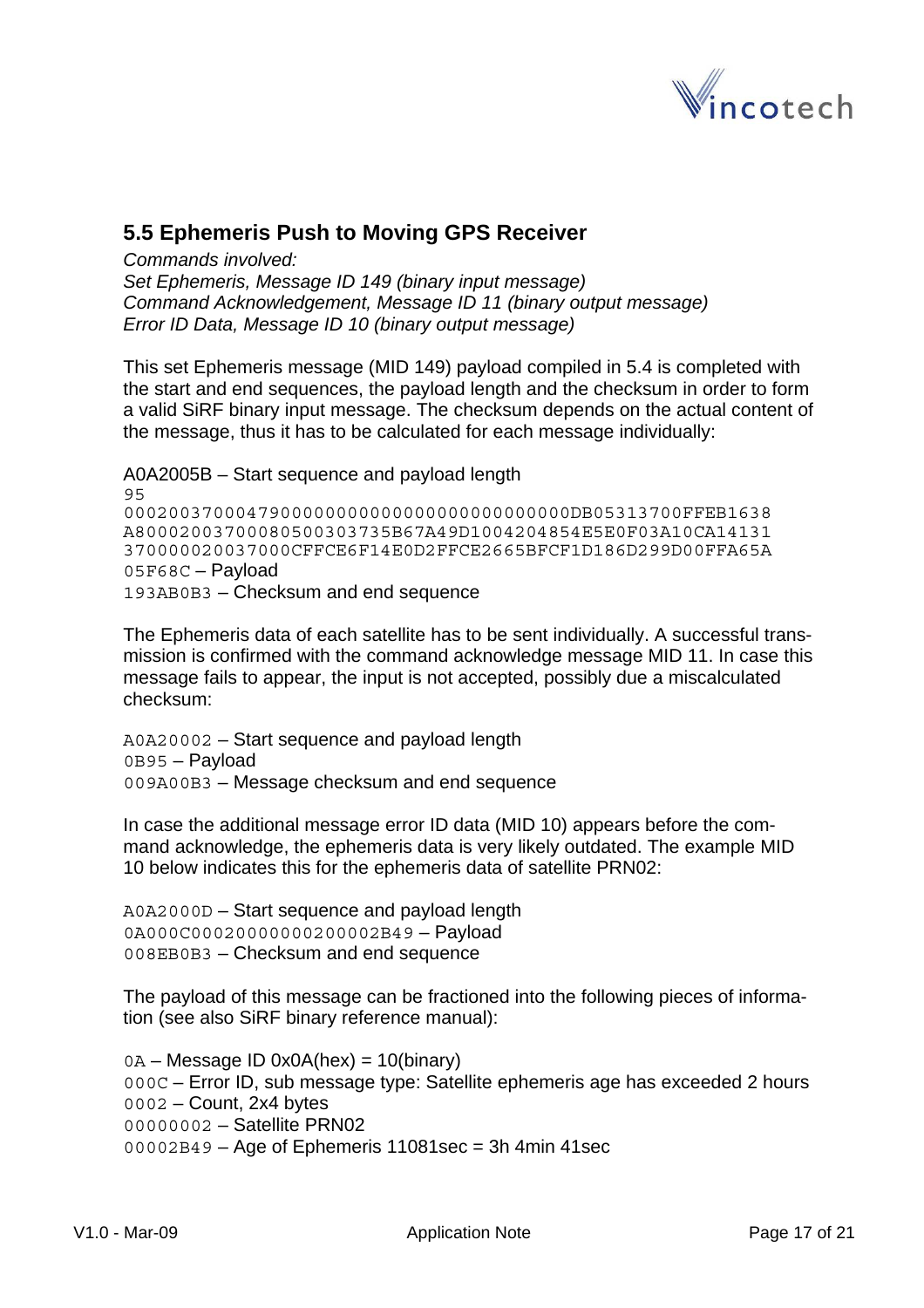## 5.5 Ephemeris Push to Moving GPS Receiver

*Commands involved:*
*Set Ephemeris, Message ID 149 (binary input message)*
*Command Acknowledgement, Message ID 11 (binary output message)*
*Error ID Data, Message ID 10 (binary output message)*

This set Ephemeris message (MID 149) payload compiled in 5.4 is completed with the start and end sequences, the payload length and the checksum in order to form a valid SiRF binary input message. The checksum depends on the actual content of the message, thus it has to be calculated for each message individually:

A0A2005B – Start sequence and payload length
`95`
`000200370004790000000000000000000000000000DB05313700FFEB1638`
`A8000200370008050030373 5B67A49D1004204854E5E0F03A10CA14131`
`370000020037000CFFCE6F14E0D2FFCE2665BFCF1D186D299D00FFA65A`
`05F68C` – Payload
`193AB0B3` – Checksum and end sequence

The Ephemeris data of each satellite has to be sent individually. A successful transmission is confirmed with the command acknowledge message MID 11. In case this message fails to appear, the input is not accepted, possibly due a miscalculated checksum:

`A0A20002` – Start sequence and payload length
`0B95` – Payload
`009A00B3` – Message checksum and end sequence

In case the additional message error ID data (MID 10) appears before the command acknowledge, the ephemeris data is very likely outdated. The example MID 10 below indicates this for the ephemeris data of satellite PRN02:

`A0A2000D` – Start sequence and payload length
`0A000C00020000000200002B49` – Payload
`008EB0B3` – Checksum and end sequence

The payload of this message can be fractioned into the following pieces of information (see also SiRF binary reference manual):

`0A` – Message ID 0x0A(hex) = 10(binary)
`000C` – Error ID, sub message type: Satellite ephemeris age has exceeded 2 hours
`0002` – Count, 2x4 bytes
`00000002` – Satellite PRN02
`00002B49` – Age of Ephemeris 11081sec = 3h 4min 41sec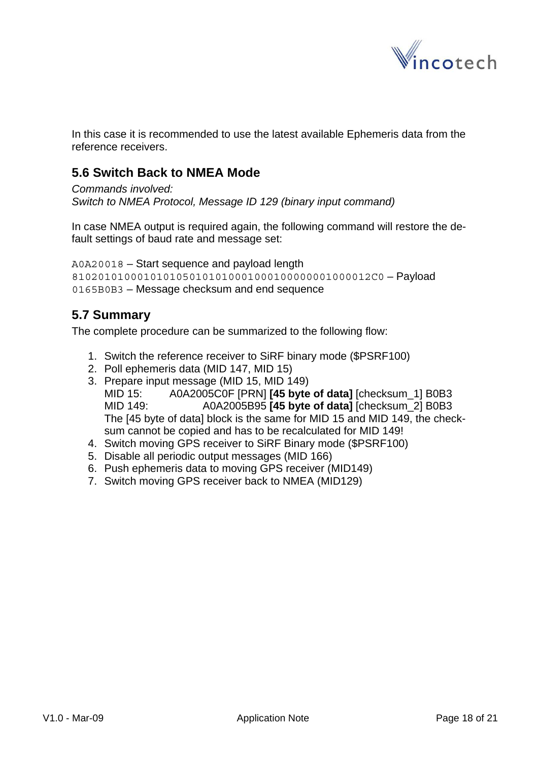In this case it is recommended to use the latest available Ephemeris data from the reference receivers.

## 5.6 Switch Back to NMEA Mode

*Commands involved:*
*Switch to NMEA Protocol, Message ID 129 (binary input command)*

In case NMEA output is required again, the following command will restore the default settings of baud rate and message set:

`A0A20018` – Start sequence and payload length
`810201010001010105010101000100010000000001000012C0` – Payload
`0165B0B3` – Message checksum and end sequence

## 5.7 Summary

The complete procedure can be summarized to the following flow:

1. Switch the reference receiver to SiRF binary mode ($PSRF100)
2. Poll ephemeris data (MID 147, MID 15)
3. Prepare input message (MID 15, MID 149)
   MID 15: A0A2005C0F [PRN] **[45 byte of data]** [checksum_1] B0B3
   MID 149: A0A2005B95 **[45 byte of data]** [checksum_2] B0B3
   The [45 byte of data] block is the same for MID 15 and MID 149, the checksum cannot be copied and has to be recalculated for MID 149!
4. Switch moving GPS receiver to SiRF Binary mode ($PSRF100)
5. Disable all periodic output messages (MID 166)
6. Push ephemeris data to moving GPS receiver (MID149)
7. Switch moving GPS receiver back to NMEA (MID129)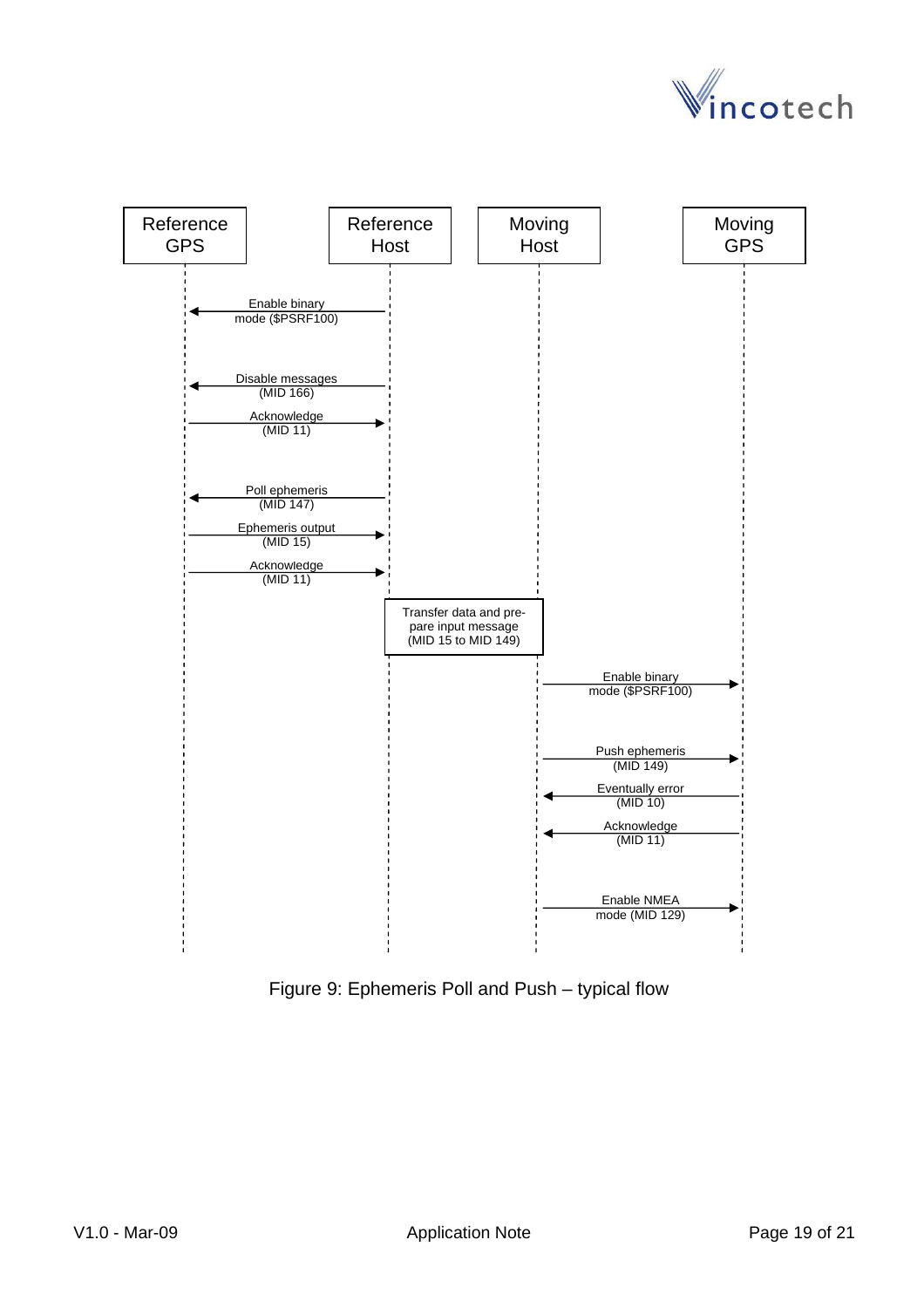| Reference GPS | Reference Host | Moving Host | Moving GPS |
|---|---|---|---|

| Step | From | To | Message |
|---|---|---|---|
| 1 | Reference Host | Reference GPS | Enable binary mode ($PSRF100) |
| 2 | Reference Host | Reference GPS | Disable messages (MID 166) |
| 3 | Reference GPS | Reference Host | Acknowledge (MID 11) |
| 4 | Reference Host | Reference GPS | Poll ephemeris (MID 147) |
| 5 | Reference GPS | Reference Host | Ephemeris output (MID 15) |
| 6 | Reference GPS | Reference Host | Acknowledge (MID 11) |
| 7 | Reference Host | Moving Host | Transfer data and pre-pare input message (MID 15 to MID 149) |
| 8 | Moving Host | Moving GPS | Enable binary mode ($PSRF100) |
| 9 | Moving Host | Moving GPS | Push ephemeris (MID 149) |
| 10 | Moving GPS | Moving Host | Eventually error (MID 10) |
| 11 | Moving GPS | Moving Host | Acknowledge (MID 11) |
| 12 | Moving Host | Moving GPS | Enable NMEA mode (MID 129) |

Figure 9: Ephemeris Poll and Push – typical flow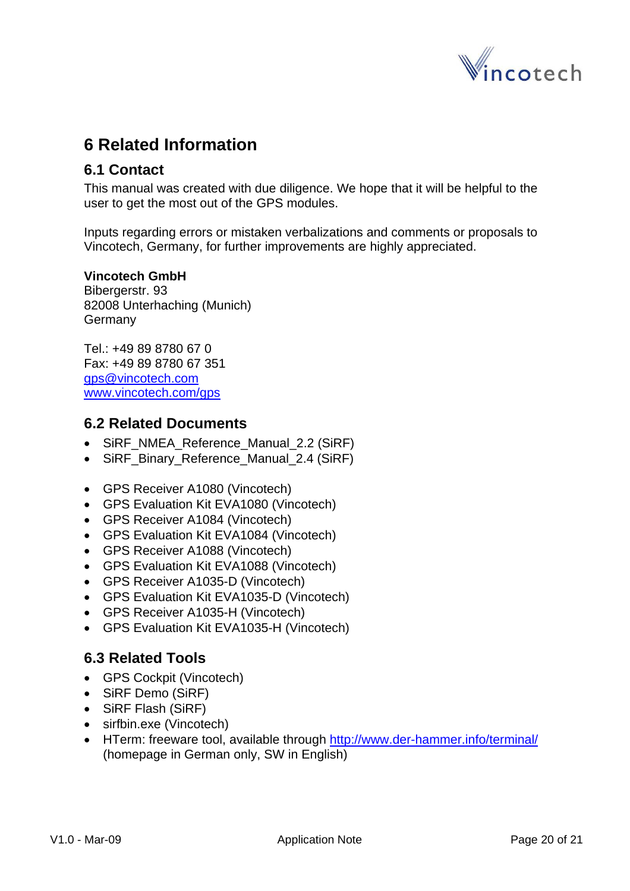# 6 Related Information

## 6.1 Contact

This manual was created with due diligence. We hope that it will be helpful to the user to get the most out of the GPS modules.

Inputs regarding errors or mistaken verbalizations and comments or proposals to Vincotech, Germany, for further improvements are highly appreciated.

**Vincotech GmbH**
Bibergerstr. 93
82008 Unterhaching (Munich)
Germany

Tel.: +49 89 8780 67 0
Fax: +49 89 8780 67 351
gps@vincotech.com
www.vincotech.com/gps

## 6.2 Related Documents

- SiRF_NMEA_Reference_Manual_2.2 (SiRF)
- SiRF_Binary_Reference_Manual_2.4 (SiRF)

- GPS Receiver A1080 (Vincotech)
- GPS Evaluation Kit EVA1080 (Vincotech)
- GPS Receiver A1084 (Vincotech)
- GPS Evaluation Kit EVA1084 (Vincotech)
- GPS Receiver A1088 (Vincotech)
- GPS Evaluation Kit EVA1088 (Vincotech)
- GPS Receiver A1035-D (Vincotech)
- GPS Evaluation Kit EVA1035-D (Vincotech)
- GPS Receiver A1035-H (Vincotech)
- GPS Evaluation Kit EVA1035-H (Vincotech)

## 6.3 Related Tools

- GPS Cockpit (Vincotech)
- SiRF Demo (SiRF)
- SiRF Flash (SiRF)
- sirfbin.exe (Vincotech)
- HTerm: freeware tool, available through http://www.der-hammer.info/terminal/ (homepage in German only, SW in English)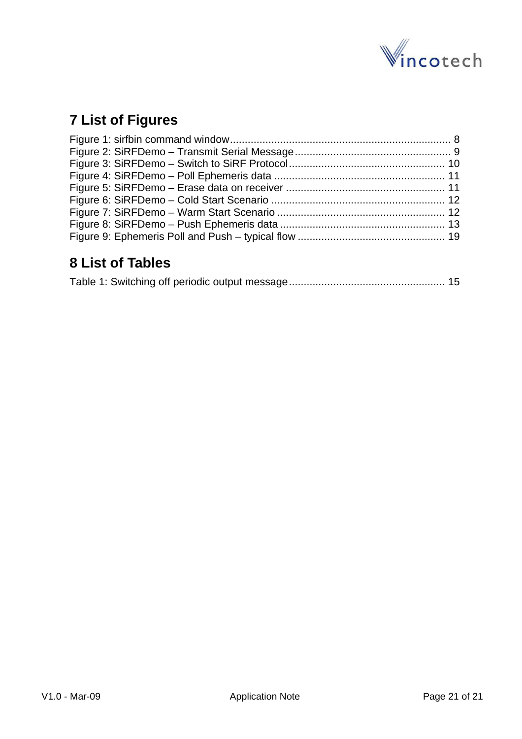# 7 List of Figures

Figure 1: sirfbin command window........................................................................... 8
Figure 2: SiRFDemo – Transmit Serial Message..................................................... 9
Figure 3: SiRFDemo – Switch to SiRF Protocol..................................................... 10
Figure 4: SiRFDemo – Poll Ephemeris data .......................................................... 11
Figure 5: SiRFDemo – Erase data on receiver ...................................................... 11
Figure 6: SiRFDemo – Cold Start Scenario ........................................................... 12
Figure 7: SiRFDemo – Warm Start Scenario ......................................................... 12
Figure 8: SiRFDemo – Push Ephemeris data ........................................................ 13
Figure 9: Ephemeris Poll and Push – typical flow .................................................. 19

# 8 List of Tables

Table 1: Switching off periodic output message..................................................... 15